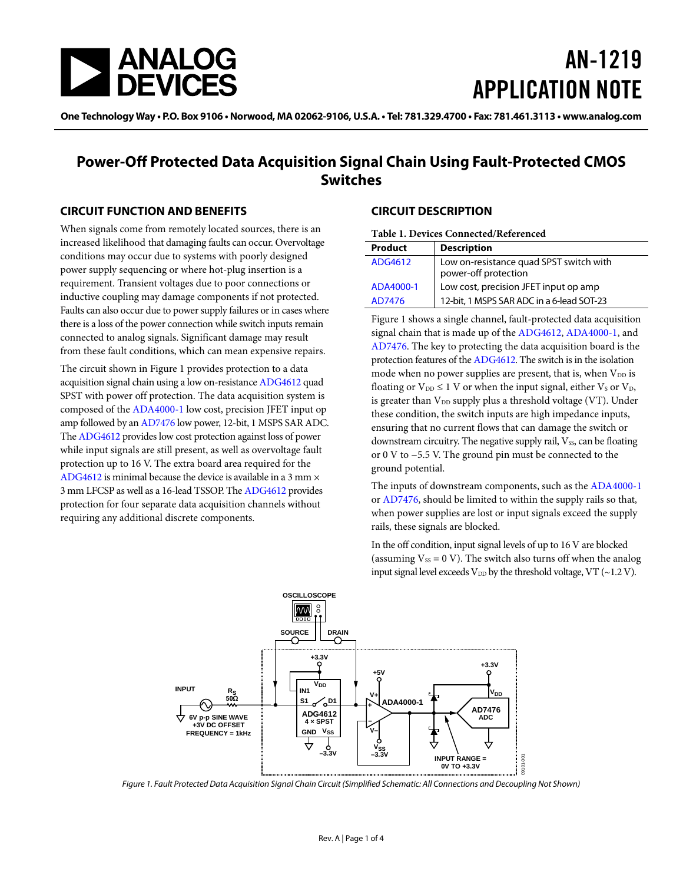# AN-1219 APPLICATION NOTE

One Technology Way • P.O. Box 9106 • Norwood, MA 02062-9106, U.S.A. • Tel: 781.329.4700 • Fax: 781.461.3113 • www.analog.com

## Power-Off Protected Data Acquisition Signal Chain Using Fault-Protected CMOS Switches

### CIRCUIT FUNCTION AND BENEFITS

When signals come from remotely located sources, there is an increased likelihood that damaging faults can occur. Overvoltage conditions may occur due to systems with poorly designed power supply sequencing or where hot-plug insertion is a requirement. Transient voltages due to poor connections or inductive coupling may damage components if not protected. Faults can also occur due to power supply failures or in cases where there is a loss of the power connection while switch inputs remain connected to analog signals. Significant damage may result from these fault conditions, which can mean expensive repairs.

The circuit shown in Figure 1 provides protection to a data acquisition signal chain using a low on-resistance ADG4612 quad SPST with power off protection. The data acquisition system is composed of the ADA4000-1 low cost, precision JFET input op amp followed by an AD7476 low power, 12-bit, 1 MSPS SAR ADC. The ADG4612 provides low cost protection against loss of power while input signals are still present, as well as overvoltage fault protection up to 16 V. The extra board area required for the ADG4612 is minimal because the device is available in a 3 mm × 3 mm LFCSP as well as a 16-lead TSSOP. The ADG4612 provides protection for four separate data acquisition channels without requiring any additional discrete components.

### CIRCUIT DESCRIPTION

**Table 1. Devices Connected/Referenced**

| Product | Description |
|---|---|
| ADG4612 | Low on-resistance quad SPST switch with power-off protection |
| ADA4000-1 | Low cost, precision JFET input op amp |
| AD7476 | 12-bit, 1 MSPS SAR ADC in a 6-lead SOT-23 |

Figure 1 shows a single channel, fault-protected data acquisition signal chain that is made up of the ADG4612, ADA4000-1, and AD7476. The key to protecting the data acquisition board is the protection features of the ADG4612. The switch is in the isolation mode when no power supplies are present, that is, when $V_{DD}$ is floating or $V_{DD} \leq 1$ V or when the input signal, either $V_S$ or $V_D$, is greater than $V_{DD}$ supply plus a threshold voltage (VT). Under these condition, the switch inputs are high impedance inputs, ensuring that no current flows that can damage the switch or downstream circuitry. The negative supply rail, $V_{SS}$, can be floating or 0 V to −5.5 V. The ground pin must be connected to the ground potential.

The inputs of downstream components, such as the ADA4000-1 or AD7476, should be limited to within the supply rails so that, when power supplies are lost or input signals exceed the supply rails, these signals are blocked.

In the off condition, input signal levels of up to 16 V are blocked (assuming $V_{SS}$ = 0 V). The switch also turns off when the analog input signal level exceeds $V_{DD}$ by the threshold voltage, VT (~1.2 V).

*Figure 1. Fault Protected Data Acquisition Signal Chain Circuit (Simplified Schematic: All Connections and Decoupling Not Shown)*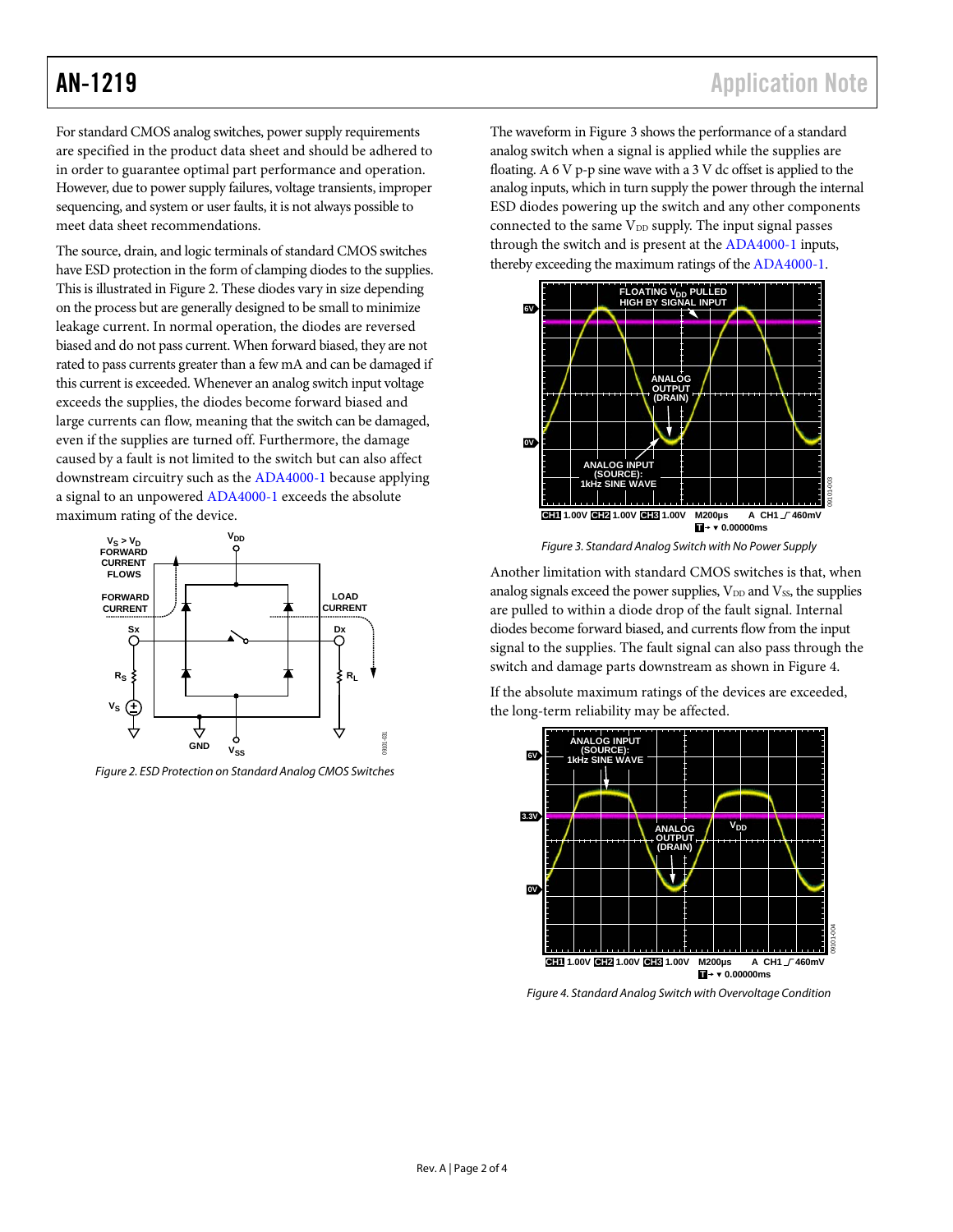For standard CMOS analog switches, power supply requirements are specified in the product data sheet and should be adhered to in order to guarantee optimal part performance and operation. However, due to power supply failures, voltage transients, improper sequencing, and system or user faults, it is not always possible to meet data sheet recommendations.

The source, drain, and logic terminals of standard CMOS switches have ESD protection in the form of clamping diodes to the supplies. This is illustrated in Figure 2. These diodes vary in size depending on the process but are generally designed to be small to minimize leakage current. In normal operation, the diodes are reversed biased and do not pass current. When forward biased, they are not rated to pass currents greater than a few mA and can be damaged if this current is exceeded. Whenever an analog switch input voltage exceeds the supplies, the diodes become forward biased and large currents can flow, meaning that the switch can be damaged, even if the supplies are turned off. Furthermore, the damage caused by a fault is not limited to the switch but can also affect downstream circuitry such as the ADA4000-1 because applying a signal to an unpowered ADA4000-1 exceeds the absolute maximum rating of the device.

*Figure 2. ESD Protection on Standard Analog CMOS Switches*

The waveform in Figure 3 shows the performance of a standard analog switch when a signal is applied while the supplies are floating. A 6 V p-p sine wave with a 3 V dc offset is applied to the analog inputs, which in turn supply the power through the internal ESD diodes powering up the switch and any other components connected to the same $V_{DD}$ supply. The input signal passes through the switch and is present at the ADA4000-1 inputs, thereby exceeding the maximum ratings of the ADA4000-1.

*Figure 3. Standard Analog Switch with No Power Supply*

Another limitation with standard CMOS switches is that, when analog signals exceed the power supplies, $V_{DD}$ and $V_{SS}$, the supplies are pulled to within a diode drop of the fault signal. Internal diodes become forward biased, and currents flow from the input signal to the supplies. The fault signal can also pass through the switch and damage parts downstream as shown in Figure 4.

If the absolute maximum ratings of the devices are exceeded, the long-term reliability may be affected.

*Figure 4. Standard Analog Switch with Overvoltage Condition*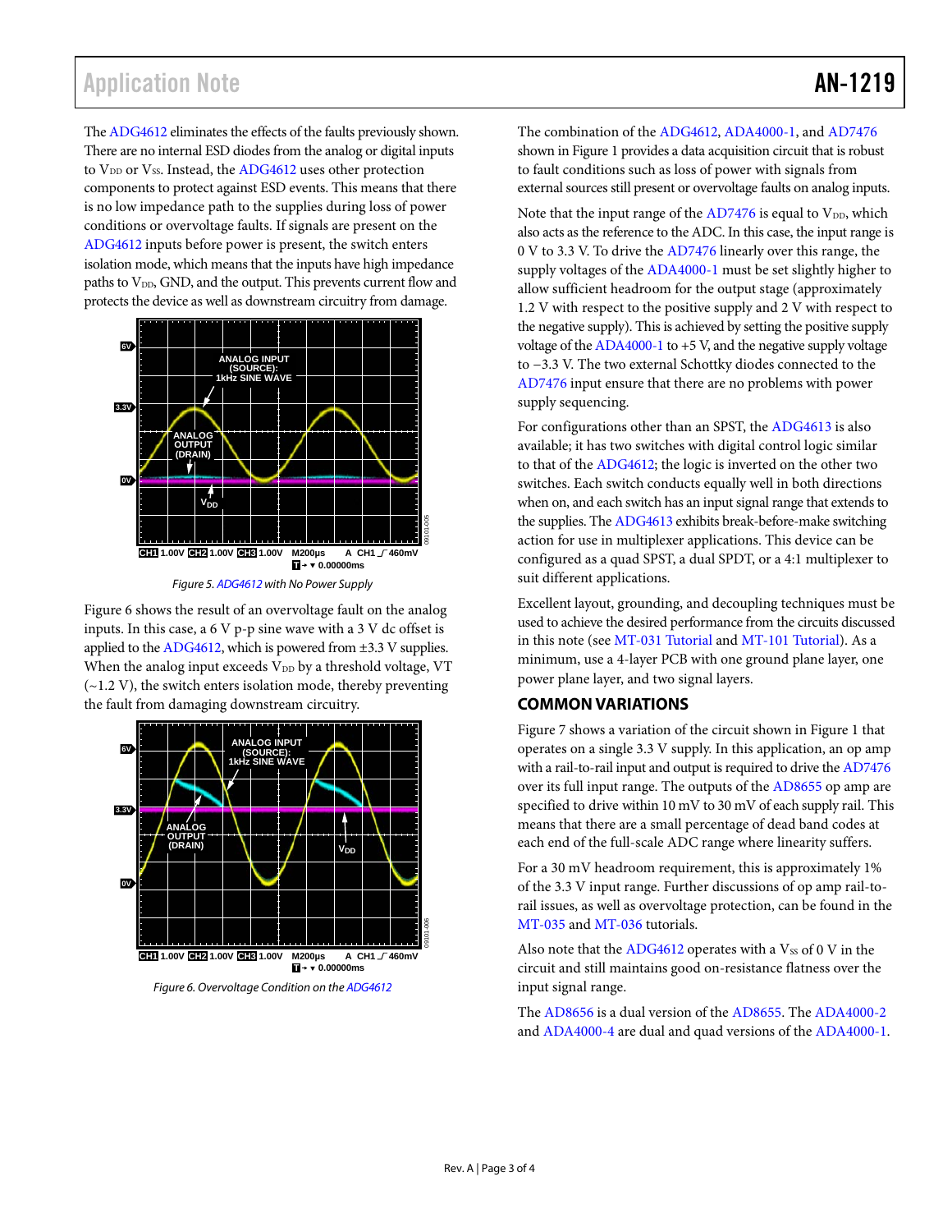The ADG4612 eliminates the effects of the faults previously shown. There are no internal ESD diodes from the analog or digital inputs to $V_{DD}$ or $V_{SS}$. Instead, the ADG4612 uses other protection components to protect against ESD events. This means that there is no low impedance path to the supplies during loss of power conditions or overvoltage faults. If signals are present on the ADG4612 inputs before power is present, the switch enters isolation mode, which means that the inputs have high impedance paths to $V_{DD}$, GND, and the output. This prevents current flow and protects the device as well as downstream circuitry from damage.

Figure 5. ADG4612 with No Power Supply

Figure 6 shows the result of an overvoltage fault on the analog inputs. In this case, a 6 V p-p sine wave with a 3 V dc offset is applied to the ADG4612, which is powered from ±3.3 V supplies. When the analog input exceeds $V_{DD}$ by a threshold voltage, VT (~1.2 V), the switch enters isolation mode, thereby preventing the fault from damaging downstream circuitry.

Figure 6. Overvoltage Condition on the ADG4612

The combination of the ADG4612, ADA4000-1, and AD7476 shown in Figure 1 provides a data acquisition circuit that is robust to fault conditions such as loss of power with signals from external sources still present or overvoltage faults on analog inputs.

Note that the input range of the AD7476 is equal to $V_{DD}$, which also acts as the reference to the ADC. In this case, the input range is 0 V to 3.3 V. To drive the AD7476 linearly over this range, the supply voltages of the ADA4000-1 must be set slightly higher to allow sufficient headroom for the output stage (approximately 1.2 V with respect to the positive supply and 2 V with respect to the negative supply). This is achieved by setting the positive supply voltage of the ADA4000-1 to +5 V, and the negative supply voltage to −3.3 V. The two external Schottky diodes connected to the AD7476 input ensure that there are no problems with power supply sequencing.

For configurations other than an SPST, the ADG4613 is also available; it has two switches with digital control logic similar to that of the ADG4612; the logic is inverted on the other two switches. Each switch conducts equally well in both directions when on, and each switch has an input signal range that extends to the supplies. The ADG4613 exhibits break-before-make switching action for use in multiplexer applications. This device can be configured as a quad SPST, a dual SPDT, or a 4:1 multiplexer to suit different applications.

Excellent layout, grounding, and decoupling techniques must be used to achieve the desired performance from the circuits discussed in this note (see MT-031 Tutorial and MT-101 Tutorial). As a minimum, use a 4-layer PCB with one ground plane layer, one power plane layer, and two signal layers.

## COMMON VARIATIONS

Figure 7 shows a variation of the circuit shown in Figure 1 that operates on a single 3.3 V supply. In this application, an op amp with a rail-to-rail input and output is required to drive the AD7476 over its full input range. The outputs of the AD8655 op amp are specified to drive within 10 mV to 30 mV of each supply rail. This means that there are a small percentage of dead band codes at each end of the full-scale ADC range where linearity suffers.

For a 30 mV headroom requirement, this is approximately 1% of the 3.3 V input range. Further discussions of op amp rail-to-rail issues, as well as overvoltage protection, can be found in the MT-035 and MT-036 tutorials.

Also note that the ADG4612 operates with a $V_{SS}$ of 0 V in the circuit and still maintains good on-resistance flatness over the input signal range.

The AD8656 is a dual version of the AD8655. The ADA4000-2 and ADA4000-4 are dual and quad versions of the ADA4000-1.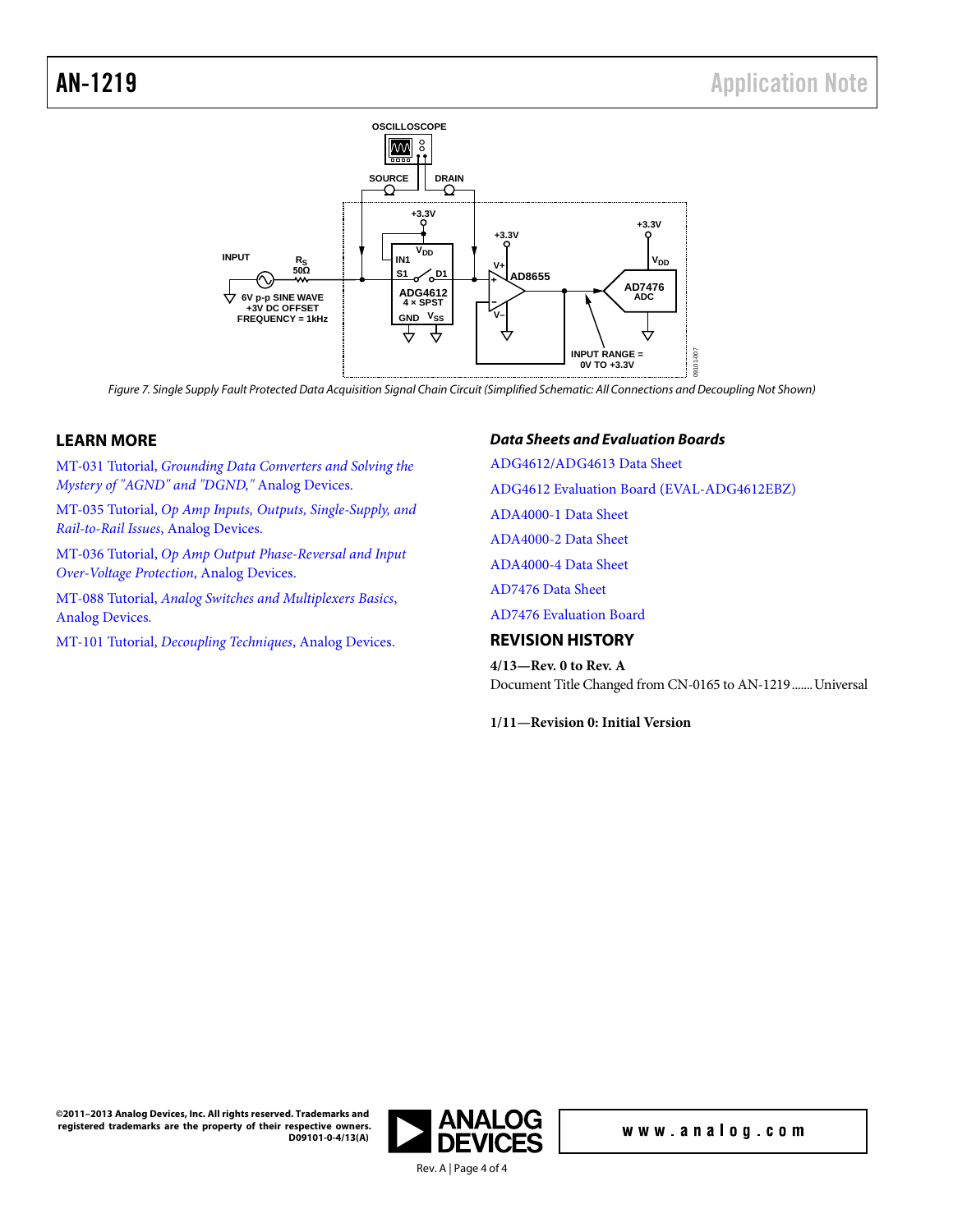OSCILLOSCOPE

SOURCE

DRAIN

+3.3V

+3.3V

+3.3V

INPUT

$R_S$

50Ω

$V_{DD}$

IN1

S1

D1

ADG4612

4 × SPST

GND

$V_{SS}$

V+

AD8655

V–

AD7476

ADC

$V_{DD}$

6V p-p SINE WAVE

+3V DC OFFSET

FREQUENCY = 1kHz

INPUT RANGE =

0V TO +3.3V

09101-007

Figure 7. Single Supply Fault Protected Data Acquisition Signal Chain Circuit (Simplified Schematic: All Connections and Decoupling Not Shown)

## LEARN MORE

MT-031 Tutorial, *Grounding Data Converters and Solving the Mystery of "AGND" and "DGND,"* Analog Devices.

MT-035 Tutorial, *Op Amp Inputs, Outputs, Single-Supply, and Rail-to-Rail Issues*, Analog Devices.

MT-036 Tutorial, *Op Amp Output Phase-Reversal and Input Over-Voltage Protection*, Analog Devices.

MT-088 Tutorial, *Analog Switches and Multiplexers Basics*, Analog Devices.

MT-101 Tutorial, *Decoupling Techniques*, Analog Devices.

### *Data Sheets and Evaluation Boards*

ADG4612/ADG4613 Data Sheet

ADG4612 Evaluation Board (EVAL-ADG4612EBZ)

ADA4000-1 Data Sheet

ADA4000-2 Data Sheet

ADA4000-4 Data Sheet

AD7476 Data Sheet

AD7476 Evaluation Board

## REVISION HISTORY

**4/13—Rev. 0 to Rev. A**

Document Title Changed from CN-0165 to AN-1219 ....... Universal

**1/11—Revision 0: Initial Version**

©2011–2013 Analog Devices, Inc. All rights reserved. Trademarks and registered trademarks are the property of their respective owners.
D09101-0-4/13(A)

www.analog.com